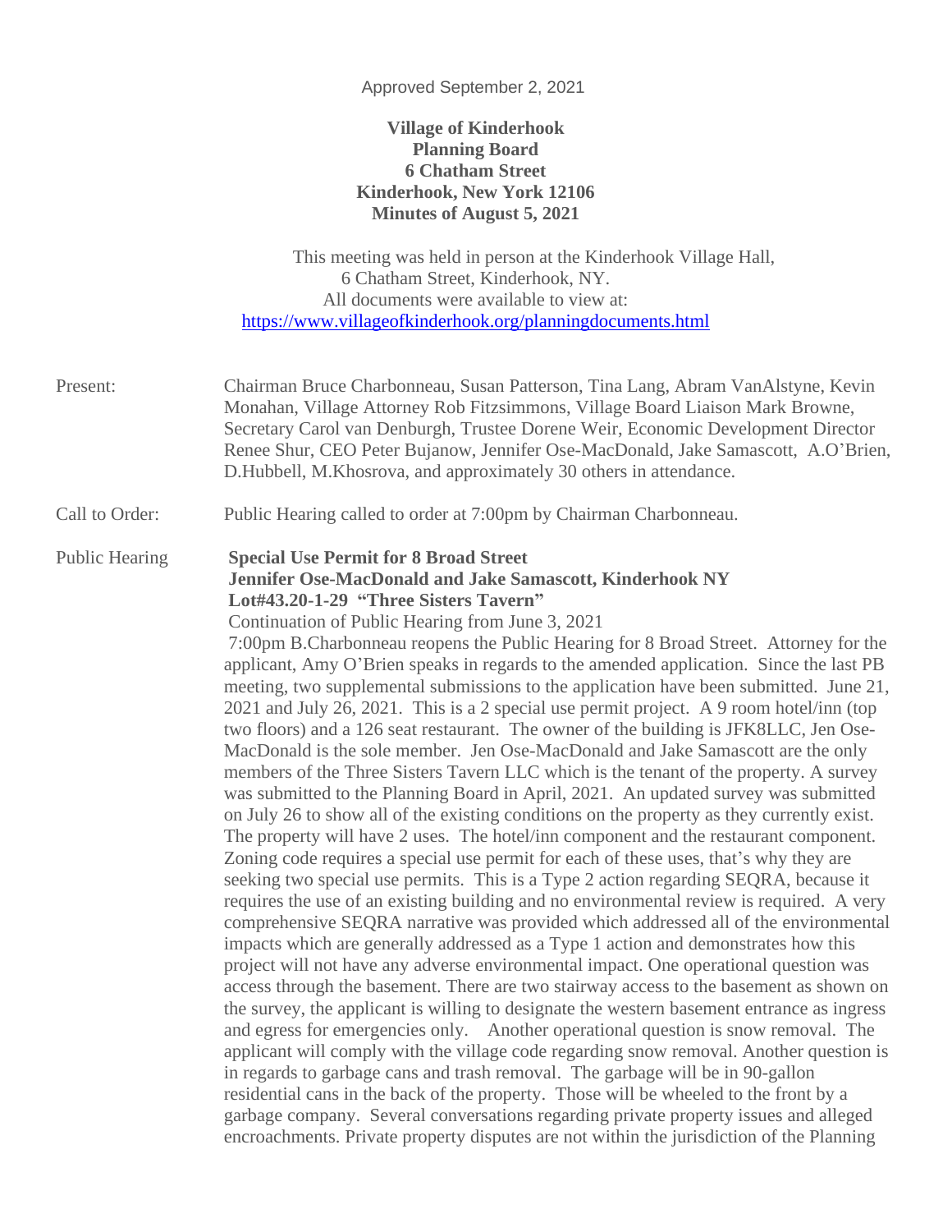Approved September 2, 2021

**Village of Kinderhook**
**Planning Board**
**6 Chatham Street**
**Kinderhook, New York 12106**
**Minutes of August 5, 2021**

This meeting was held in person at the Kinderhook Village Hall,
6 Chatham Street, Kinderhook, NY.
All documents were available to view at:
https://www.villageofkinderhook.org/planningdocuments.html

Present: Chairman Bruce Charbonneau, Susan Patterson, Tina Lang, Abram VanAlstyne, Kevin Monahan, Village Attorney Rob Fitzsimmons, Village Board Liaison Mark Browne, Secretary Carol van Denburgh, Trustee Dorene Weir, Economic Development Director Renee Shur, CEO Peter Bujanow, Jennifer Ose-MacDonald, Jake Samascott, A.O'Brien, D.Hubbell, M.Khosrova, and approximately 30 others in attendance.

Call to Order: Public Hearing called to order at 7:00pm by Chairman Charbonneau.

Public Hearing **Special Use Permit for 8 Broad Street**
**Jennifer Ose-MacDonald and Jake Samascott, Kinderhook NY**
**Lot#43.20-1-29 "Three Sisters Tavern"**
Continuation of Public Hearing from June 3, 2021
7:00pm B.Charbonneau reopens the Public Hearing for 8 Broad Street. Attorney for the applicant, Amy O'Brien speaks in regards to the amended application. Since the last PB meeting, two supplemental submissions to the application have been submitted. June 21, 2021 and July 26, 2021. This is a 2 special use permit project. A 9 room hotel/inn (top two floors) and a 126 seat restaurant. The owner of the building is JFK8LLC, Jen Ose-MacDonald is the sole member. Jen Ose-MacDonald and Jake Samascott are the only members of the Three Sisters Tavern LLC which is the tenant of the property. A survey was submitted to the Planning Board in April, 2021. An updated survey was submitted on July 26 to show all of the existing conditions on the property as they currently exist. The property will have 2 uses. The hotel/inn component and the restaurant component. Zoning code requires a special use permit for each of these uses, that's why they are seeking two special use permits. This is a Type 2 action regarding SEQRA, because it requires the use of an existing building and no environmental review is required. A very comprehensive SEQRA narrative was provided which addressed all of the environmental impacts which are generally addressed as a Type 1 action and demonstrates how this project will not have any adverse environmental impact. One operational question was access through the basement. There are two stairway access to the basement as shown on the survey, the applicant is willing to designate the western basement entrance as ingress and egress for emergencies only. Another operational question is snow removal. The applicant will comply with the village code regarding snow removal. Another question is in regards to garbage cans and trash removal. The garbage will be in 90-gallon residential cans in the back of the property. Those will be wheeled to the front by a garbage company. Several conversations regarding private property issues and alleged encroachments. Private property disputes are not within the jurisdiction of the Planning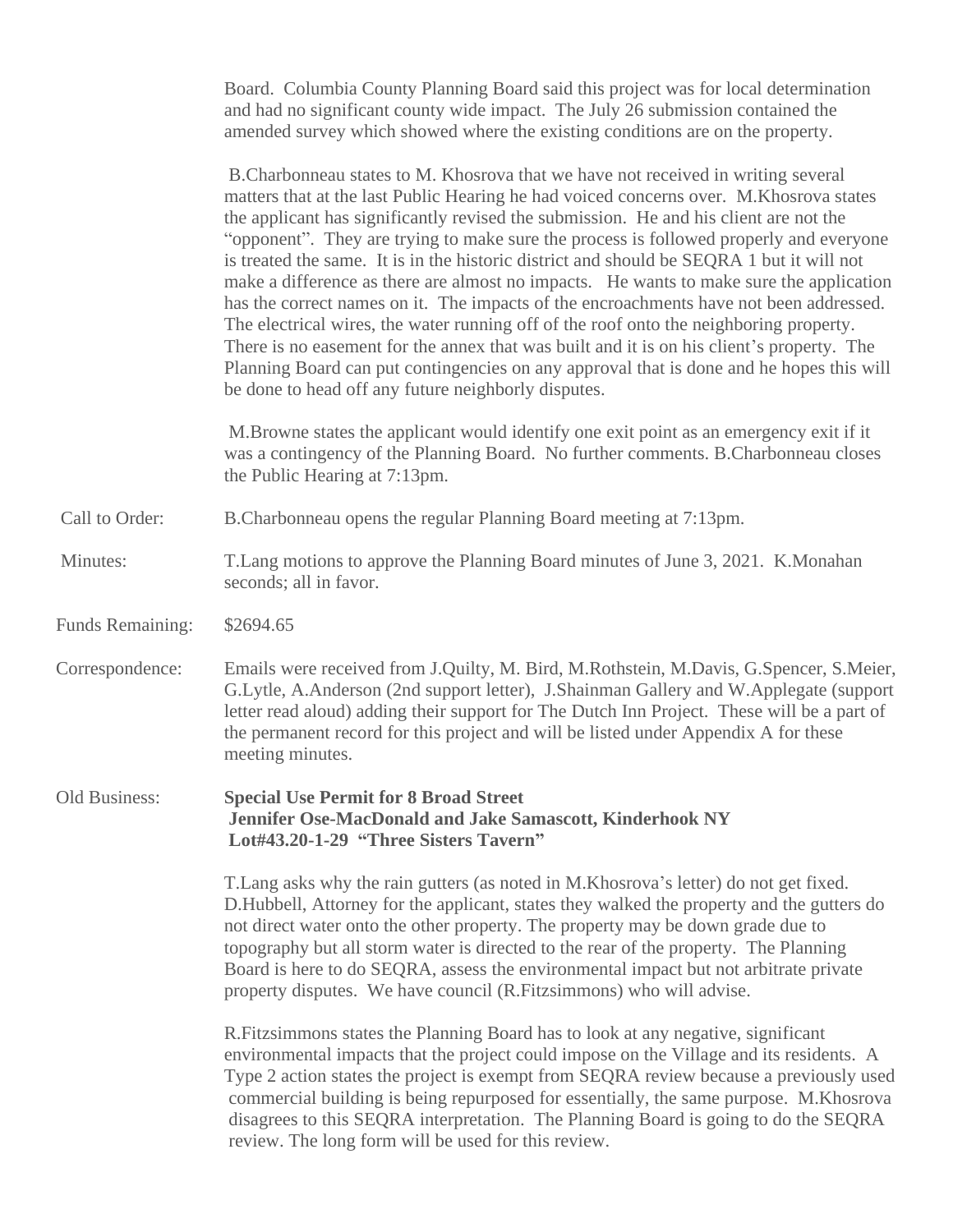Board. Columbia County Planning Board said this project was for local determination and had no significant county wide impact. The July 26 submission contained the amended survey which showed where the existing conditions are on the property.

B.Charbonneau states to M. Khosrova that we have not received in writing several matters that at the last Public Hearing he had voiced concerns over. M.Khosrova states the applicant has significantly revised the submission. He and his client are not the "opponent". They are trying to make sure the process is followed properly and everyone is treated the same. It is in the historic district and should be SEQRA 1 but it will not make a difference as there are almost no impacts. He wants to make sure the application has the correct names on it. The impacts of the encroachments have not been addressed. The electrical wires, the water running off of the roof onto the neighboring property. There is no easement for the annex that was built and it is on his client's property. The Planning Board can put contingencies on any approval that is done and he hopes this will be done to head off any future neighborly disputes.

M.Browne states the applicant would identify one exit point as an emergency exit if it was a contingency of the Planning Board. No further comments. B.Charbonneau closes the Public Hearing at 7:13pm.

Call to Order: B.Charbonneau opens the regular Planning Board meeting at 7:13pm.

Minutes: T.Lang motions to approve the Planning Board minutes of June 3, 2021. K.Monahan seconds; all in favor.

Funds Remaining: $2694.65

Correspondence: Emails were received from J.Quilty, M. Bird, M.Rothstein, M.Davis, G.Spencer, S.Meier, G.Lytle, A.Anderson (2nd support letter), J.Shainman Gallery and W.Applegate (support letter read aloud) adding their support for The Dutch Inn Project. These will be a part of the permanent record for this project and will be listed under Appendix A for these meeting minutes.

Old Business: **Special Use Permit for 8 Broad Street**
**Jennifer Ose-MacDonald and Jake Samascott, Kinderhook NY**
**Lot#43.20-1-29 "Three Sisters Tavern"**

T.Lang asks why the rain gutters (as noted in M.Khosrova's letter) do not get fixed. D.Hubbell, Attorney for the applicant, states they walked the property and the gutters do not direct water onto the other property. The property may be down grade due to topography but all storm water is directed to the rear of the property. The Planning Board is here to do SEQRA, assess the environmental impact but not arbitrate private property disputes. We have council (R.Fitzsimmons) who will advise.

R.Fitzsimmons states the Planning Board has to look at any negative, significant environmental impacts that the project could impose on the Village and its residents. A Type 2 action states the project is exempt from SEQRA review because a previously used commercial building is being repurposed for essentially, the same purpose. M.Khosrova disagrees to this SEQRA interpretation. The Planning Board is going to do the SEQRA review. The long form will be used for this review.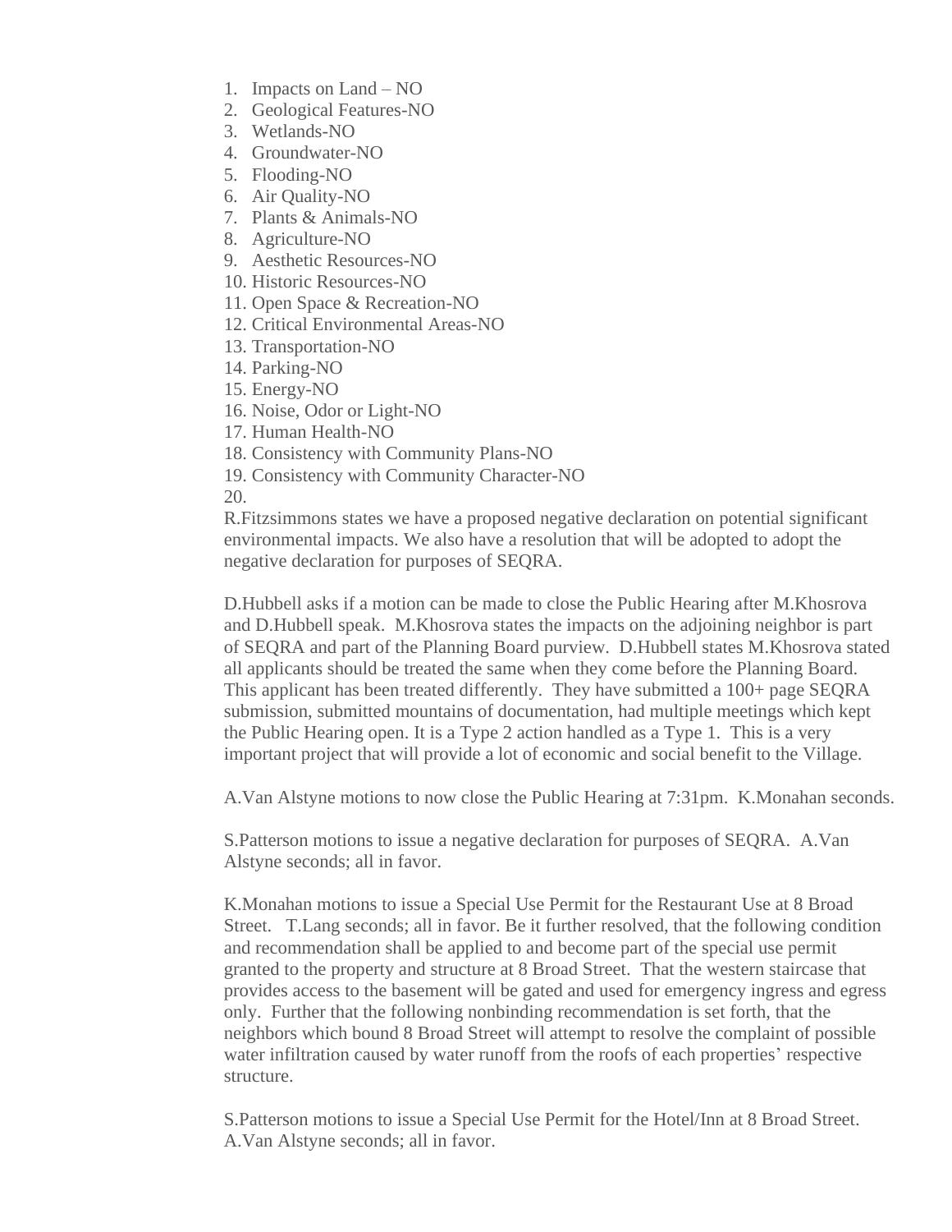1. Impacts on Land – NO
2. Geological Features-NO
3. Wetlands-NO
4. Groundwater-NO
5. Flooding-NO
6. Air Quality-NO
7. Plants & Animals-NO
8. Agriculture-NO
9. Aesthetic Resources-NO
10. Historic Resources-NO
11. Open Space & Recreation-NO
12. Critical Environmental Areas-NO
13. Transportation-NO
14. Parking-NO
15. Energy-NO
16. Noise, Odor or Light-NO
17. Human Health-NO
18. Consistency with Community Plans-NO
19. Consistency with Community Character-NO
20.

R.Fitzsimmons states we have a proposed negative declaration on potential significant environmental impacts. We also have a resolution that will be adopted to adopt the negative declaration for purposes of SEQRA.

D.Hubbell asks if a motion can be made to close the Public Hearing after M.Khosrova and D.Hubbell speak. M.Khosrova states the impacts on the adjoining neighbor is part of SEQRA and part of the Planning Board purview. D.Hubbell states M.Khosrova stated all applicants should be treated the same when they come before the Planning Board. This applicant has been treated differently. They have submitted a 100+ page SEQRA submission, submitted mountains of documentation, had multiple meetings which kept the Public Hearing open. It is a Type 2 action handled as a Type 1. This is a very important project that will provide a lot of economic and social benefit to the Village.

A.Van Alstyne motions to now close the Public Hearing at 7:31pm. K.Monahan seconds.

S.Patterson motions to issue a negative declaration for purposes of SEQRA. A.Van Alstyne seconds; all in favor.

K.Monahan motions to issue a Special Use Permit for the Restaurant Use at 8 Broad Street. T.Lang seconds; all in favor. Be it further resolved, that the following condition and recommendation shall be applied to and become part of the special use permit granted to the property and structure at 8 Broad Street. That the western staircase that provides access to the basement will be gated and used for emergency ingress and egress only. Further that the following nonbinding recommendation is set forth, that the neighbors which bound 8 Broad Street will attempt to resolve the complaint of possible water infiltration caused by water runoff from the roofs of each properties' respective structure.

S.Patterson motions to issue a Special Use Permit for the Hotel/Inn at 8 Broad Street. A.Van Alstyne seconds; all in favor.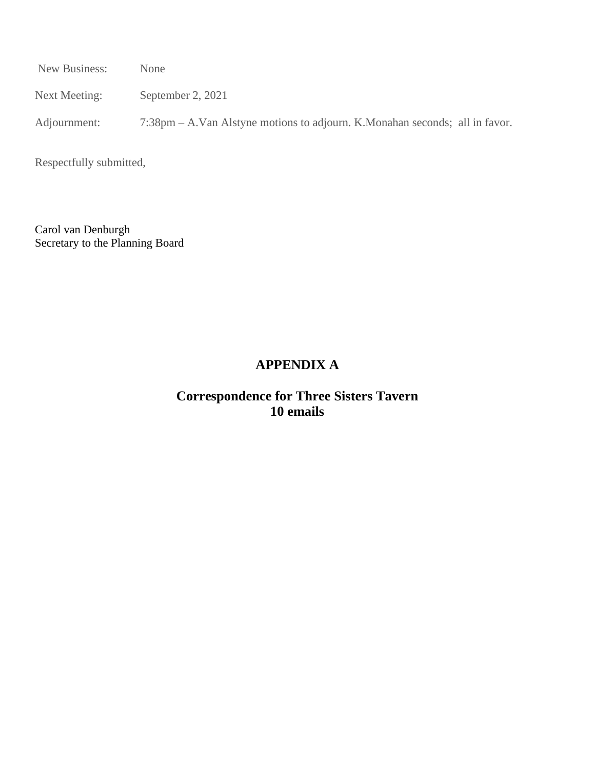New Business: None

Next Meeting: September 2, 2021

Adjournment: 7:38pm – A.Van Alstyne motions to adjourn. K.Monahan seconds; all in favor.

Respectfully submitted,

Carol van Denburgh
Secretary to the Planning Board

## APPENDIX A

### Correspondence for Three Sisters Tavern
### 10 emails